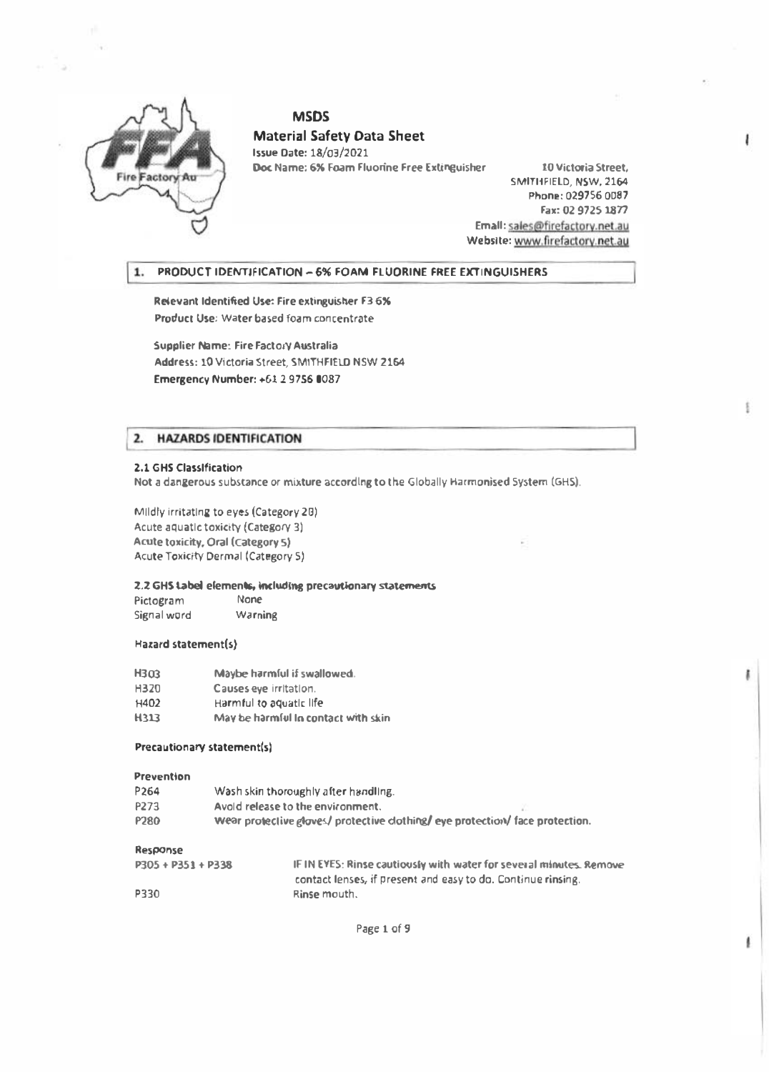# MSDS

## Material Safety Data Sheet

**Issue Date:** 18/03/2021

**Doc Name: 6% Foam Fluorine Free Extinguisher**

10 Victoria Street,
SMITHFIELD, NSW, 2164
Phone: 029756 0087
Fax: 02 9725 1877
Email: sales@firefactory.net.au
Website: www.firefactory.net.au

## 1. PRODUCT IDENTIFICATION – 6% FOAM FLUORINE FREE EXTINGUISHERS

**Relevant Identified Use:** Fire extinguisher F3 6%

**Product Use:** Water based foam concentrate

**Supplier Name:** Fire Factory Australia

**Address:** 10 Victoria Street, SMITHFIELD NSW 2164

**Emergency Number:** +61 2 9756 0087

## 2. HAZARDS IDENTIFICATION

### 2.1 GHS Classification

Not a dangerous substance or mixture according to the Globally Harmonised System (GHS).

Mildly irritating to eyes (Category 2B)
Acute aquatic toxicity (Category 3)
Acute toxicity, Oral (Category 5)
Acute Toxicity Dermal (Category 5)

### 2.2 GHS Label elements, including precautionary statements

| | |
|---|---|
| Pictogram | None |
| Signal word | Warning |

#### Hazard statement(s)

| | |
|---|---|
| H303 | Maybe harmful if swallowed. |
| H320 | Causes eye irritation. |
| H402 | Harmful to aquatic life |
| H313 | May be harmful in contact with skin |

#### Precautionary statement(s)

**Prevention**

| | |
|---|---|
| P264 | Wash skin thoroughly after handling. |
| P273 | Avoid release to the environment. |
| P280 | Wear protective gloves/ protective clothing/ eye protection/ face protection. |

**Response**

| | |
|---|---|
| P305 + P351 + P338 | IF IN EYES: Rinse cautiously with water for several minutes. Remove contact lenses, if present and easy to do. Continue rinsing. |
| P330 | Rinse mouth. |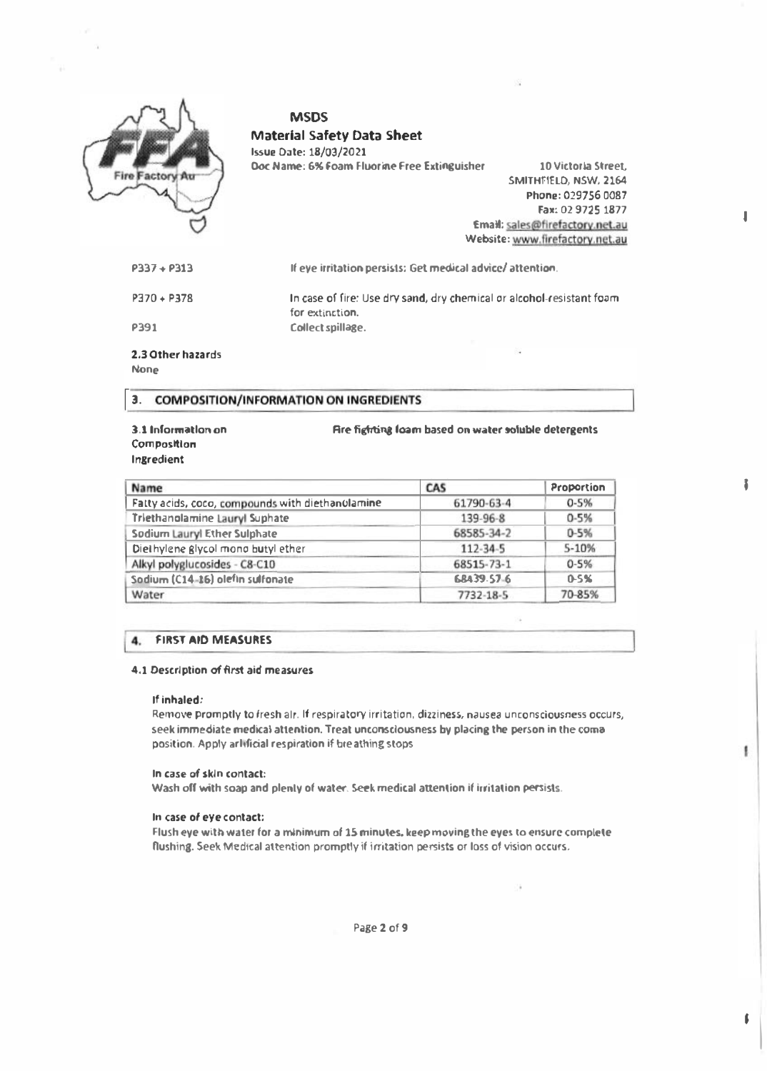P337 + P313 | If eye irritation persists: Get medical advice/ attention.

P370 + P378 | In case of fire: Use dry sand, dry chemical or alcohol-resistant foam for extinction.

P391 | Collect spillage.

**2.3 Other hazards**

None

## 3. COMPOSITION/INFORMATION ON INGREDIENTS

**3.1 Information on Composition Ingredient** — **Fire fighting foam based on water soluble detergents**

| Name | CAS | Proportion |
|---|---|---|
| Fatty acids, coco, compounds with diethanolamine | 61790-63-4 | 0-5% |
| Triethanolamine Lauryl Suphate | 139-96-8 | 0-5% |
| Sodium Lauryl Ether Sulphate | 68585-34-2 | 0-5% |
| Diethylene glycol mono butyl ether | 112-34-5 | 5-10% |
| Alkyl polyglucosides - C8-C10 | 68515-73-1 | 0-5% |
| Sodium (C14-16) olefin sulfonate | 68439-57-6 | 0-5% |
| Water | 7732-18-5 | 70-85% |

## 4. FIRST AID MEASURES

**4.1 Description of first aid measures**

**If inhaled:**

Remove promptly to fresh air. If respiratory irritation, dizziness, nausea unconsciousness occurs, seek immediate medical attention. Treat unconsciousness by placing the person in the coma position. Apply artificial respiration if breathing stops

**In case of skin contact:**

Wash off with soap and plenty of water. Seek medical attention if irritation persists.

**In case of eye contact:**

Flush eye with water for a minimum of 15 minutes, keep moving the eyes to ensure complete flushing. Seek Medical attention promptly if irritation persists or loss of vision occurs.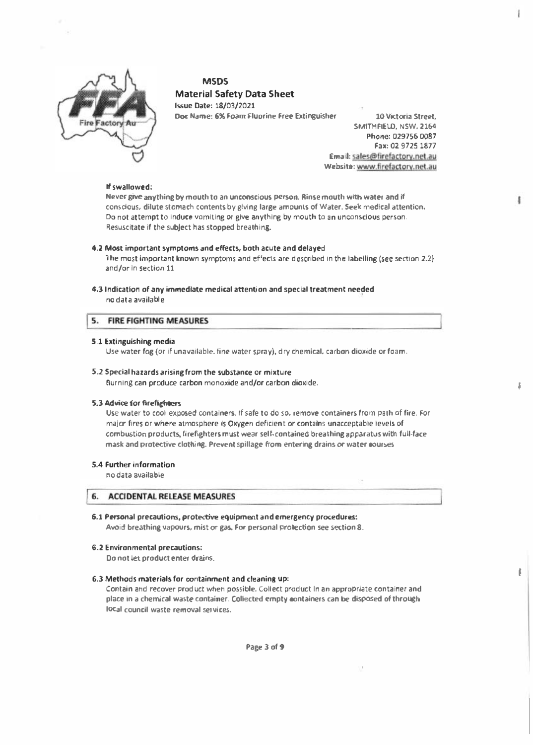**If swallowed:**

Never give anything by mouth to an unconscious person. Rinse mouth with water and if conscious, dilute stomach contents by giving large amounts of Water. Seek medical attention. Do not attempt to induce vomiting or give anything by mouth to an unconscious person. Resuscitate if the subject has stopped breathing.

**4.2 Most important symptoms and effects, both acute and delayed**

The most important known symptoms and effects are described in the labelling (see section 2.2) and/or in section 11

**4.3 Indication of any immediate medical attention and special treatment needed**

no data available

## 5. FIRE FIGHTING MEASURES

**5.1 Extinguishing media**

Use water fog (or if unavailable. fine water spray), dry chemical, carbon dioxide or foam.

**5.2 Special hazards arising from the substance or mixture**

Burning can produce carbon monoxide and/or carbon dioxide.

**5.3 Advice for firefighters**

Use water to cool exposed containers. If safe to do so, remove containers from path of fire. For major fires or where atmosphere is Oxygen deficient or contains unacceptable levels of combustion products, firefighters must wear self-contained breathing apparatus with full-face mask and protective clothing. Prevent spillage from entering drains or water courses

**5.4 Further information**

no data available

## 6. ACCIDENTAL RELEASE MEASURES

**6.1 Personal precautions, protective equipment and emergency procedures:**

Avoid breathing vapours, mist or gas. For personal protection see section 8.

**6.2 Environmental precautions:**

Do not let product enter drains.

**6.3 Methods materials for containment and cleaning up:**

Contain and recover product when possible. Collect product in an appropriate container and place in a chemical waste container. Collected empty containers can be disposed of through local council waste removal services.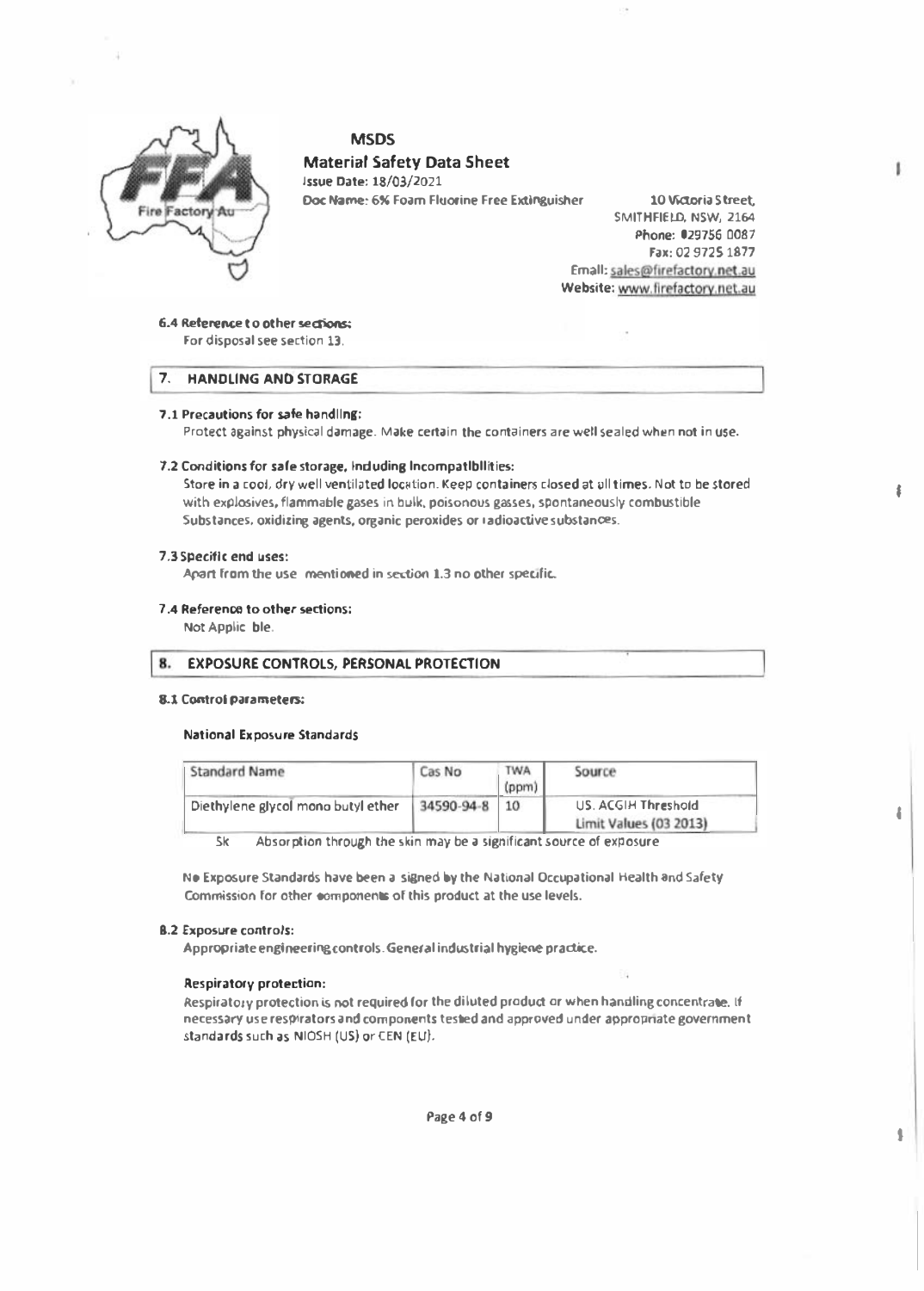**MSDS**

**Material Safety Data Sheet**

Issue Date: 18/03/2021

Doc Name: 6% Foam Fluorine Free Extinguisher

10 Victoria Street,
SMITHFIELD, NSW, 2164
Phone: 029756 0087
Fax: 02 9725 1877
Email: sales@firefactory.net.au
Website: www.firefactory.net.au

**6.4 Reference to other sections:**
For disposal see section 13.

## 7. HANDLING AND STORAGE

**7.1 Precautions for safe handling:**
Protect against physical damage. Make certain the containers are well sealed when not in use.

**7.2 Conditions for safe storage, including incompatibilities:**
Store in a cool, dry well ventilated location. Keep containers closed at all times. Not to be stored with explosives, flammable gases in bulk, poisonous gasses, spontaneously combustible Substances, oxidizing agents, organic peroxides or radioactive substances.

**7.3 Specific end uses:**
Apart from the use mentioned in section 1.3 no other specific.

**7.4 Reference to other sections:**
Not Applic ble.

## 8. EXPOSURE CONTROLS, PERSONAL PROTECTION

**8.1 Control parameters:**

**National Exposure Standards**

| Standard Name | Cas No | TWA (ppm) | Source |
|---|---|---|---|
| Diethylene glycol mono butyl ether | 34590-94-8 | 10 | US. ACGIH Threshold Limit Values (03 2013) |

Sk Absorption through the skin may be a significant source of exposure

No Exposure Standards have been a signed by the National Occupational Health and Safety Commission for other components of this product at the use levels.

**8.2 Exposure controls:**
Appropriate engineering controls. General industrial hygiene practice.

**Respiratory protection:**
Respiratory protection is not required for the diluted product or when handling concentrate. If necessary use respirators and components tested and approved under appropriate government standards such as NIOSH (US) or CEN (EU).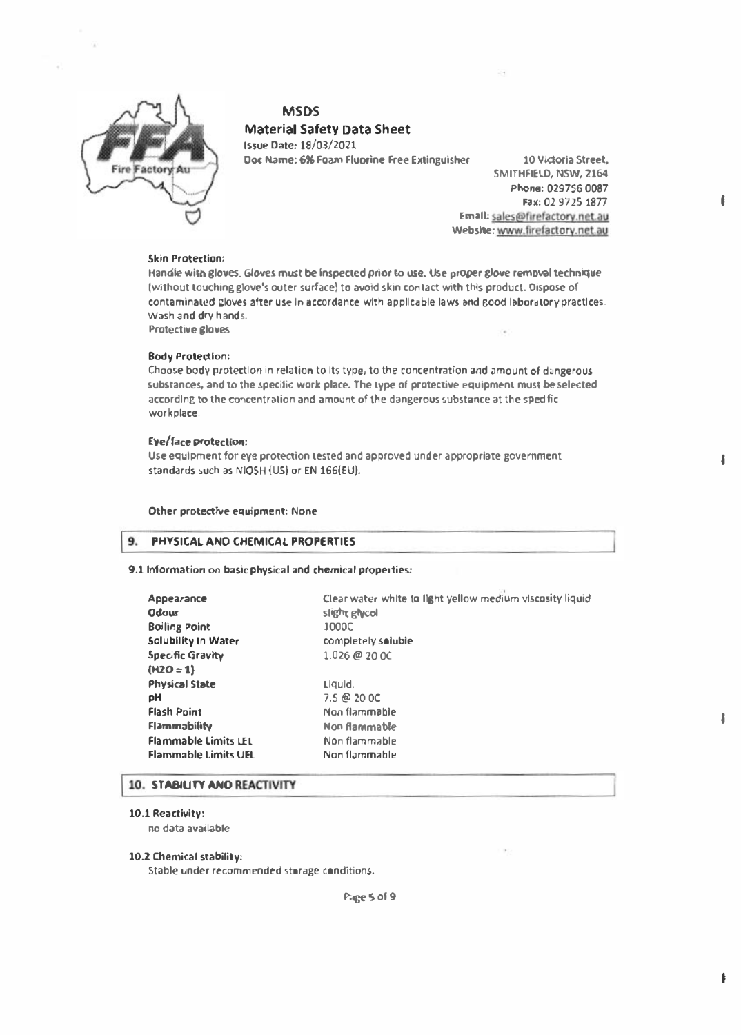### Skin Protection:

Handle with gloves. Gloves must be inspected prior to use. Use proper glove removal technique (without touching glove's outer surface) to avoid skin contact with this product. Dispose of contaminated gloves after use in accordance with applicable laws and good laboratory practices. Wash and dry hands.
Protective gloves

### Body Protection:

Choose body protection in relation to its type, to the concentration and amount of dangerous substances, and to the specific work-place. The type of protective equipment must be selected according to the concentration and amount of the dangerous substance at the specific workplace.

### Eye/face protection:

Use equipment for eye protection tested and approved under appropriate government standards such as NIOSH (US) or EN 166(EU).

**Other protective equipment:** None

## 9. PHYSICAL AND CHEMICAL PROPERTIES

**9.1 Information on basic physical and chemical properties:**

| | |
|---|---|
| **Appearance** | Clear water white to light yellow medium viscosity liquid |
| **Odour** | slight glycol |
| **Boiling Point** | 1000C |
| **Solubility In Water** | completely soluble |
| **Specific Gravity ($H_2O$ = 1)** | 1.026 @ 20 0C |
| **Physical State** | Liquid. |
| **pH** | 7.5 @ 20 0C |
| **Flash Point** | Non flammable |
| **Flammability** | Non flammable |
| **Flammable Limits LEL** | Non flammable |
| **Flammable Limits UEL** | Non flammable |

## 10. STABILITY AND REACTIVITY

**10.1 Reactivity:**

no data available

**10.2 Chemical stability:**

Stable under recommended storage conditions.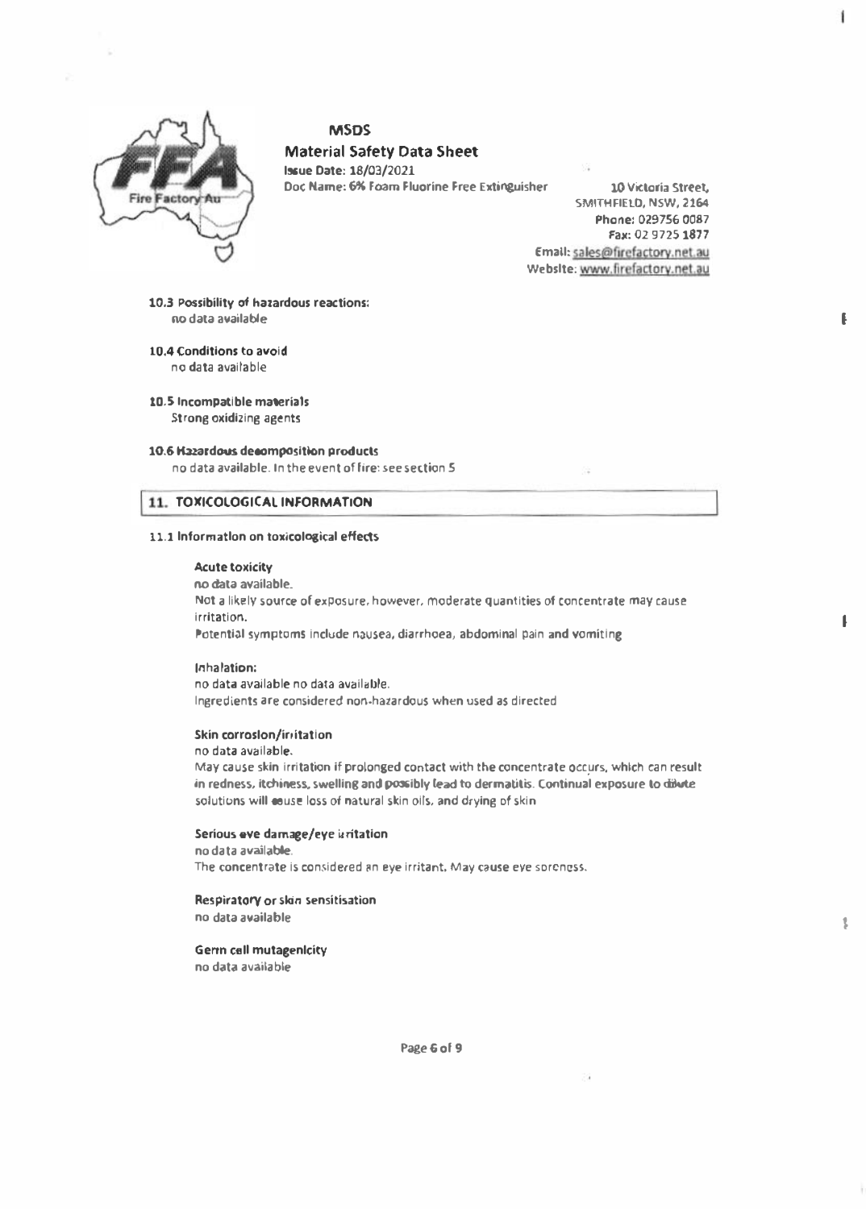**10.3 Possibility of hazardous reactions:**
no data available

**10.4 Conditions to avoid**
no data available

**10.5 Incompatible materials**
Strong oxidizing agents

**10.6 Hazardous decomposition products**
no data available. In the event of fire: see section 5

## 11. TOXICOLOGICAL INFORMATION

### 11.1 Information on toxicological effects

**Acute toxicity**
no data available.
Not a likely source of exposure, however, moderate quantities of concentrate may cause irritation.
Potential symptoms include nausea, diarrhoea, abdominal pain and vomiting

**Inhalation:**
no data available no data available.
Ingredients are considered non-hazardous when used as directed

**Skin corrosion/irritation**
no data available.
May cause skin irritation if prolonged contact with the concentrate occurs, which can result in redness, itchiness, swelling and possibly lead to dermatitis. Continual exposure to dilute solutions will cause loss of natural skin oils, and drying of skin

**Serious eye damage/eye irritation**
no data available.
The concentrate is considered an eye irritant. May cause eye soreness.

**Respiratory or skin sensitisation**
no data available

**Germ cell mutagenicity**
no data available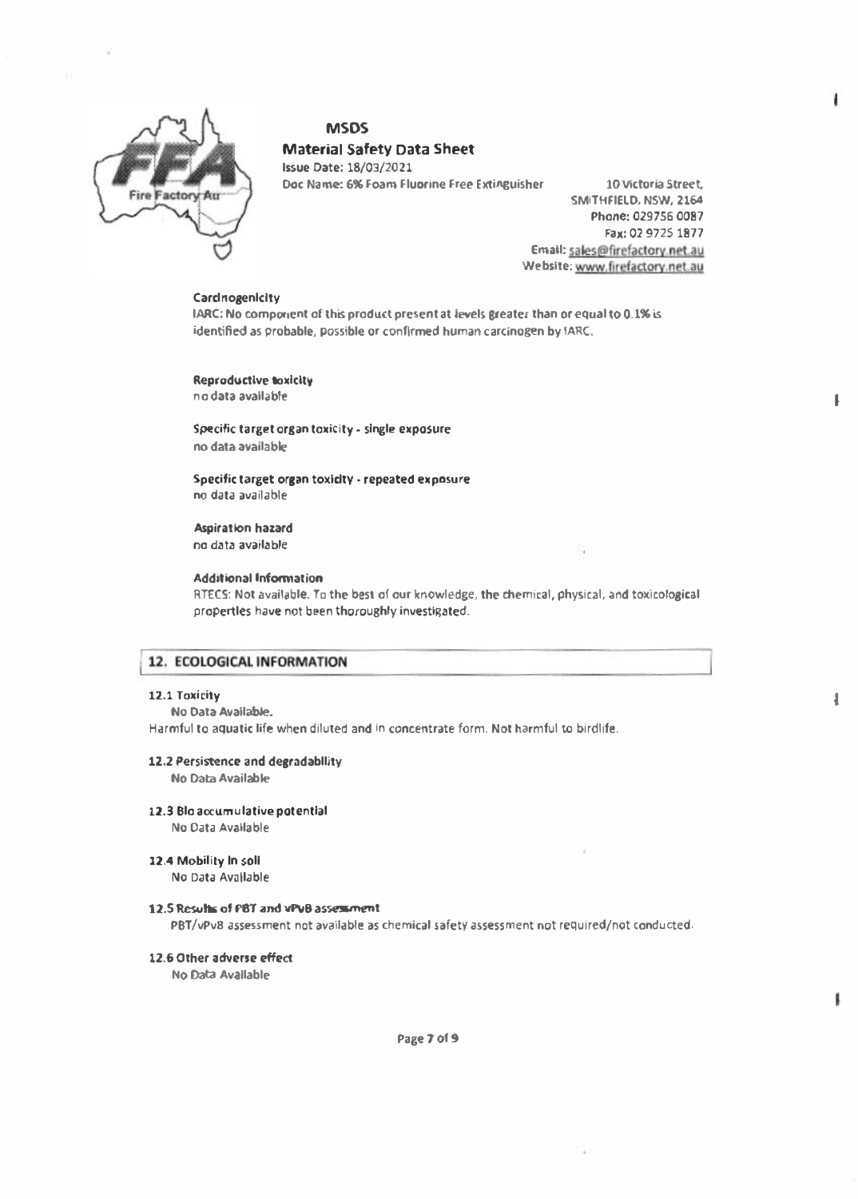### Carcinogenicity

IARC: No component of this product present at levels greater than or equal to 0.1% is identified as probable, possible or confirmed human carcinogen by IARC.

### Reproductive toxicity

no data available

### Specific target organ toxicity - single exposure

no data available

### Specific target organ toxicity - repeated exposure

no data available

### Aspiration hazard

no data available

### Additional Information

RTECS: Not available. To the best of our knowledge, the chemical, physical, and toxicological properties have not been thoroughly investigated.

## 12. ECOLOGICAL INFORMATION

### 12.1 Toxicity

No Data Available.

Harmful to aquatic life when diluted and in concentrate form. Not harmful to birdlife.

### 12.2 Persistence and degradability

No Data Available

### 12.3 Bio accumulative potential

No Data Available

### 12.4 Mobility in soil

No Data Available

### 12.5 Results of PBT and vPvB assessment

PBT/vPvB assessment not available as chemical safety assessment not required/not conducted.

### 12.6 Other adverse effect

No Data Available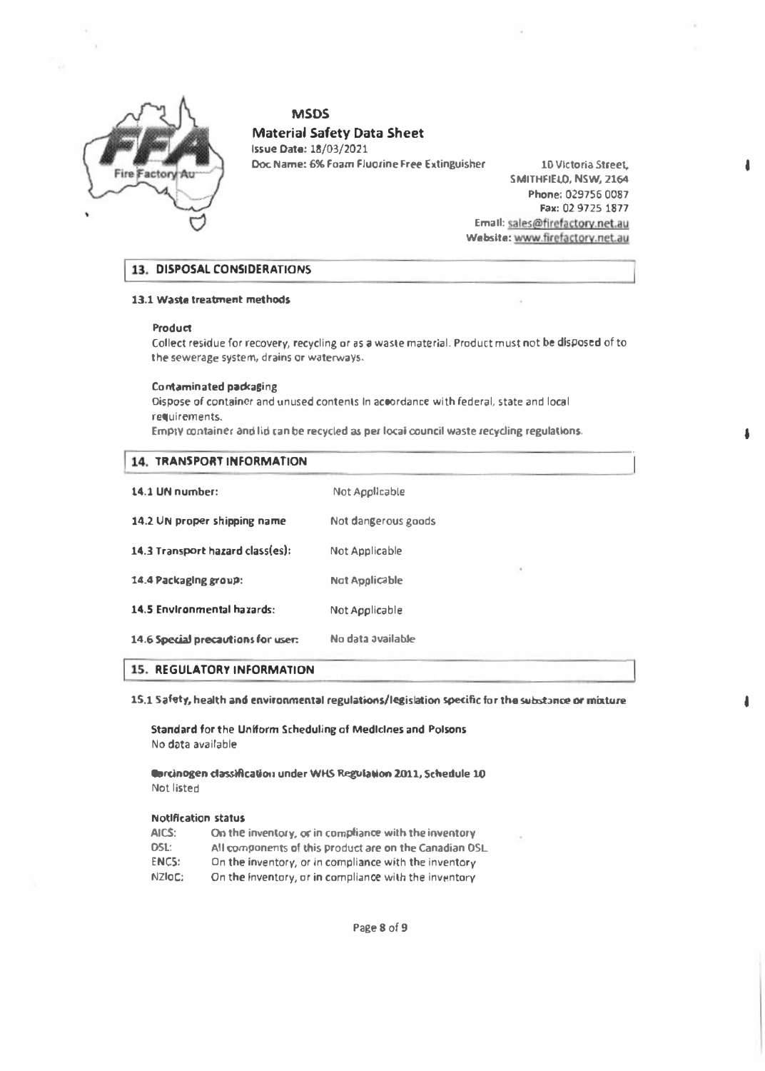**MSDS**

**Material Safety Data Sheet**

**Issue Date:** 18/03/2021

**Doc Name:** 6% Foam Fluorine Free Extinguisher

10 Victoria Street,
SMITHFIELD, NSW, 2164
**Phone:** 029756 0087
**Fax:** 02 9725 1877
**Email:** sales@firefactory.net.au
**Website:** www.firefactory.net.au

## 13. DISPOSAL CONSIDERATIONS

### 13.1 Waste treatment methods

**Product**

Collect residue for recovery, recycling or as a waste material. Product must not be disposed of to the sewerage system, drains or waterways.

**Contaminated packaging**

Dispose of container and unused contents in accordance with federal, state and local requirements.

Empty container and lid can be recycled as per local council waste recycling regulations.

## 14. TRANSPORT INFORMATION

| | |
|---|---|
| **14.1 UN number:** | Not Applicable |
| **14.2 UN proper shipping name** | Not dangerous goods |
| **14.3 Transport hazard class(es):** | Not Applicable |
| **14.4 Packaging group:** | Not Applicable |
| **14.5 Environmental hazards:** | Not Applicable |
| **14.6 Special precautions for user:** | No data available |

## 15. REGULATORY INFORMATION

### 15.1 Safety, health and environmental regulations/legislation specific for the substance or mixture

**Standard for the Uniform Scheduling of Medicines and Poisons**

No data available

**Carcinogen classification under WHS Regulation 2011, Schedule 10**

Not listed

**Notification status**

| | |
|---|---|
| AICS: | On the inventory, or in compliance with the inventory |
| DSL: | All components of this product are on the Canadian DSL |
| ENCS: | On the inventory, or in compliance with the inventory |
| NZIoC: | On the inventory, or in compliance with the inventory |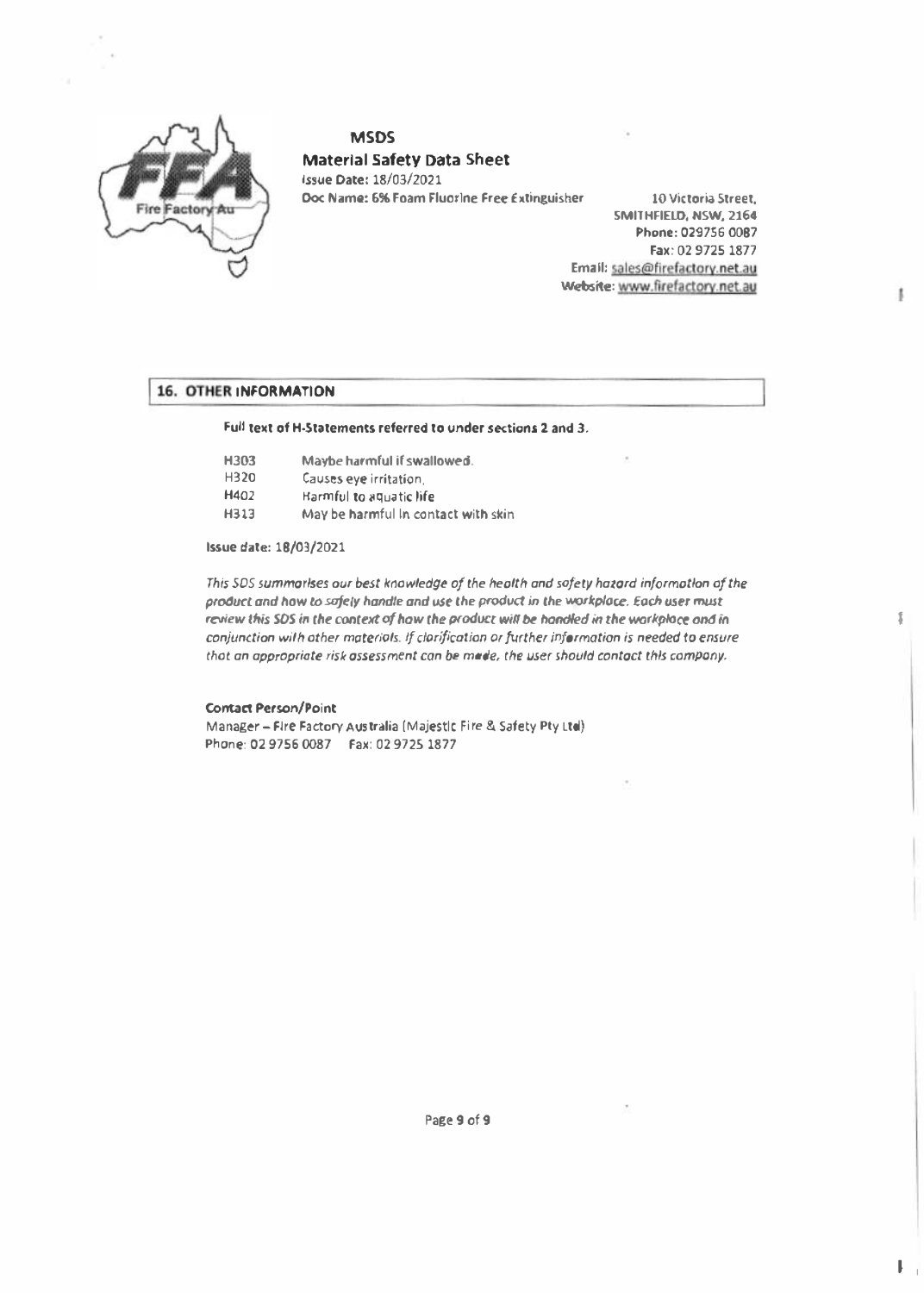**MSDS**

**Material Safety Data Sheet**

**Issue Date:** 18/03/2021

**Doc Name: 6% Foam Fluorine Free Extinguisher**

10 Victoria Street,
SMITHFIELD, NSW, 2164
**Phone:** 029756 0087
**Fax:** 02 9725 1877
**Email:** sales@firefactory.net.au
**Website:** www.firefactory.net.au

## 16. OTHER INFORMATION

**Full text of H-Statements referred to under sections 2 and 3.**

| | |
|---|---|
| H303 | Maybe harmful if swallowed. |
| H320 | Causes eye irritation. |
| H402 | Harmful to aquatic life |
| H313 | May be harmful in contact with skin |

**Issue date:** 18/03/2021

*This SDS summarises our best knowledge of the health and safety hazard information of the product and how to safely handle and use the product in the workplace. Each user must review this SDS in the context of how the product will be handled in the workplace and in conjunction with other materials. If clarification or further information is needed to ensure that an appropriate risk assessment can be made, the user should contact this company.*

**Contact Person/Point**

Manager – Fire Factory Australia (Majestic Fire & Safety Pty Ltd)
Phone: 02 9756 0087 Fax: 02 9725 1877